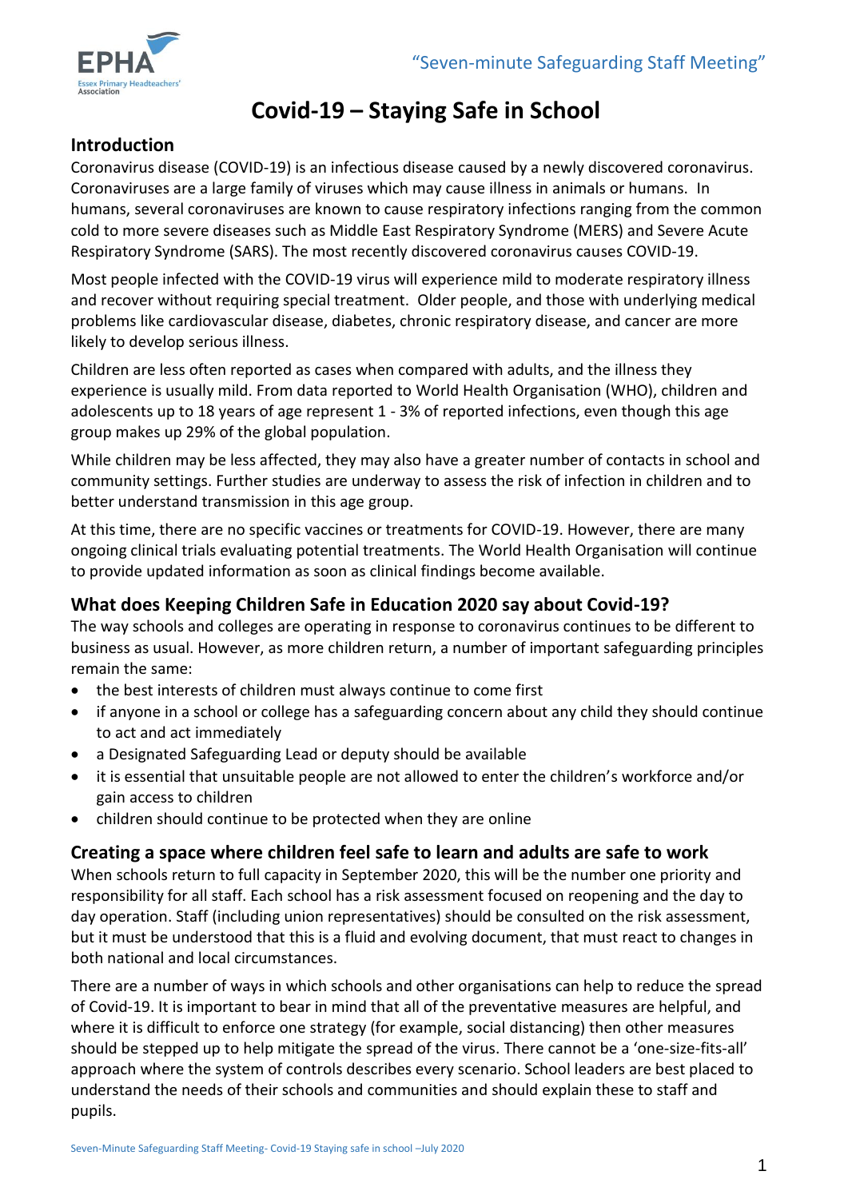# Covid-19 – Staying Safe in School

## Introduction

Coronavirus disease (COVID-19) is an infectious disease caused by a newly discovered coronavirus. Coronaviruses are a large family of viruses which may cause illness in animals or humans. In humans, several coronaviruses are known to cause respiratory infections ranging from the common cold to more severe diseases such as Middle East Respiratory Syndrome (MERS) and Severe Acute Respiratory Syndrome (SARS). The most recently discovered coronavirus causes COVID-19.

Most people infected with the COVID-19 virus will experience mild to moderate respiratory illness and recover without requiring special treatment. Older people, and those with underlying medical problems like cardiovascular disease, diabetes, chronic respiratory disease, and cancer are more likely to develop serious illness.

Children are less often reported as cases when compared with adults, and the illness they experience is usually mild. From data reported to World Health Organisation (WHO), children and adolescents up to 18 years of age represent 1 - 3% of reported infections, even though this age group makes up 29% of the global population.

While children may be less affected, they may also have a greater number of contacts in school and community settings. Further studies are underway to assess the risk of infection in children and to better understand transmission in this age group.

At this time, there are no specific vaccines or treatments for COVID-19. However, there are many ongoing clinical trials evaluating potential treatments. The World Health Organisation will continue to provide updated information as soon as clinical findings become available.

## What does Keeping Children Safe in Education 2020 say about Covid-19?

The way schools and colleges are operating in response to coronavirus continues to be different to business as usual. However, as more children return, a number of important safeguarding principles remain the same:

- the best interests of children must always continue to come first
- if anyone in a school or college has a safeguarding concern about any child they should continue to act and act immediately
- a Designated Safeguarding Lead or deputy should be available
- it is essential that unsuitable people are not allowed to enter the children's workforce and/or gain access to children
- children should continue to be protected when they are online

## Creating a space where children feel safe to learn and adults are safe to work

When schools return to full capacity in September 2020, this will be the number one priority and responsibility for all staff. Each school has a risk assessment focused on reopening and the day to day operation. Staff (including union representatives) should be consulted on the risk assessment, but it must be understood that this is a fluid and evolving document, that must react to changes in both national and local circumstances.

There are a number of ways in which schools and other organisations can help to reduce the spread of Covid-19. It is important to bear in mind that all of the preventative measures are helpful, and where it is difficult to enforce one strategy (for example, social distancing) then other measures should be stepped up to help mitigate the spread of the virus. There cannot be a 'one-size-fits-all' approach where the system of controls describes every scenario. School leaders are best placed to understand the needs of their schools and communities and should explain these to staff and pupils.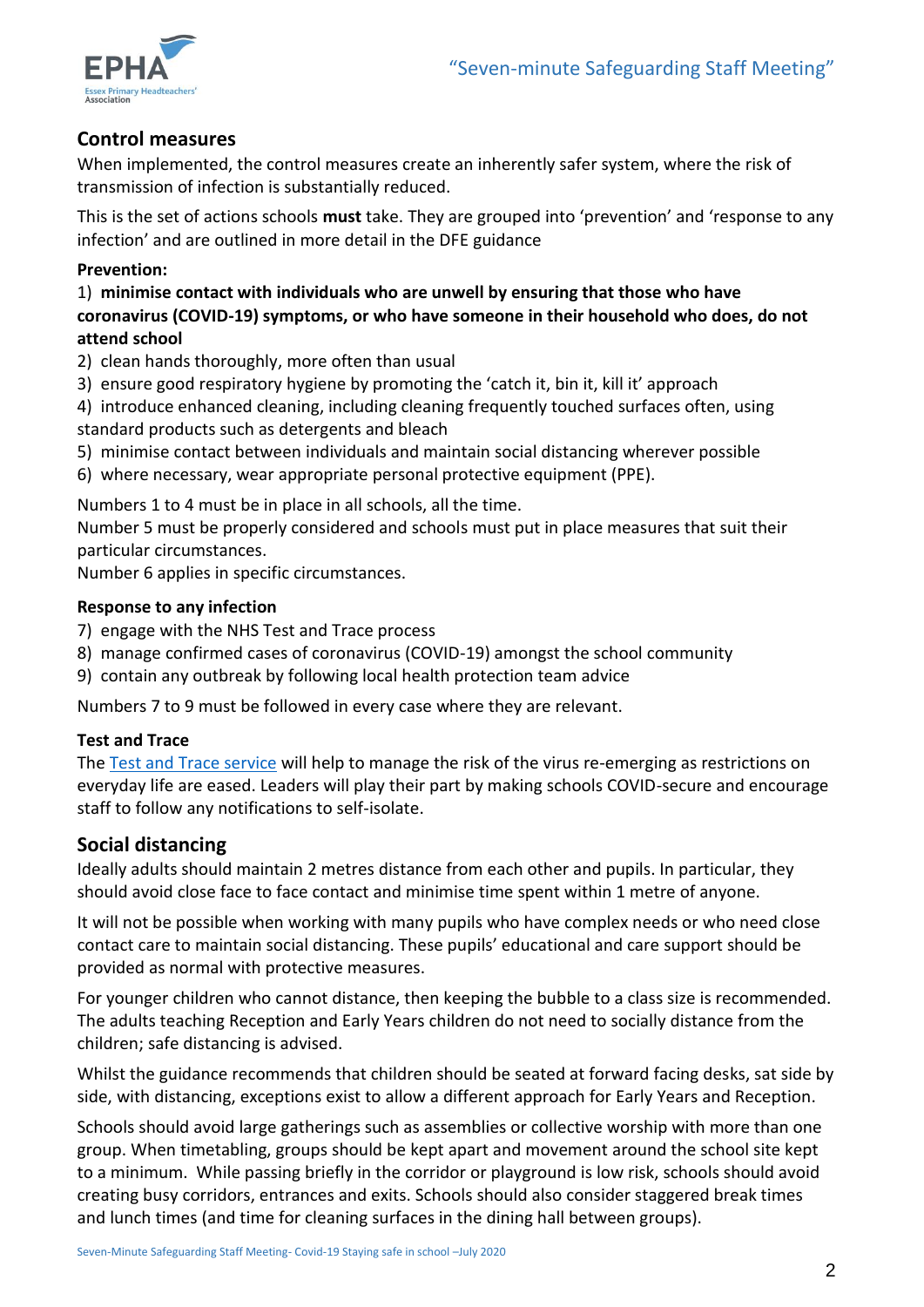## Control measures

When implemented, the control measures create an inherently safer system, where the risk of transmission of infection is substantially reduced.

This is the set of actions schools **must** take. They are grouped into 'prevention' and 'response to any infection' and are outlined in more detail in the DFE guidance

### Prevention:

1) **minimise contact with individuals who are unwell by ensuring that those who have coronavirus (COVID-19) symptoms, or who have someone in their household who does, do not attend school**
2) clean hands thoroughly, more often than usual
3) ensure good respiratory hygiene by promoting the 'catch it, bin it, kill it' approach
4) introduce enhanced cleaning, including cleaning frequently touched surfaces often, using standard products such as detergents and bleach
5) minimise contact between individuals and maintain social distancing wherever possible
6) where necessary, wear appropriate personal protective equipment (PPE).

Numbers 1 to 4 must be in place in all schools, all the time.
Number 5 must be properly considered and schools must put in place measures that suit their particular circumstances.
Number 6 applies in specific circumstances.

### Response to any infection

7) engage with the NHS Test and Trace process
8) manage confirmed cases of coronavirus (COVID-19) amongst the school community
9) contain any outbreak by following local health protection team advice

Numbers 7 to 9 must be followed in every case where they are relevant.

### Test and Trace

The Test and Trace service will help to manage the risk of the virus re-emerging as restrictions on everyday life are eased. Leaders will play their part by making schools COVID-secure and encourage staff to follow any notifications to self-isolate.

## Social distancing

Ideally adults should maintain 2 metres distance from each other and pupils. In particular, they should avoid close face to face contact and minimise time spent within 1 metre of anyone.

It will not be possible when working with many pupils who have complex needs or who need close contact care to maintain social distancing. These pupils' educational and care support should be provided as normal with protective measures.

For younger children who cannot distance, then keeping the bubble to a class size is recommended. The adults teaching Reception and Early Years children do not need to socially distance from the children; safe distancing is advised.

Whilst the guidance recommends that children should be seated at forward facing desks, sat side by side, with distancing, exceptions exist to allow a different approach for Early Years and Reception.

Schools should avoid large gatherings such as assemblies or collective worship with more than one group. When timetabling, groups should be kept apart and movement around the school site kept to a minimum. While passing briefly in the corridor or playground is low risk, schools should avoid creating busy corridors, entrances and exits. Schools should also consider staggered break times and lunch times (and time for cleaning surfaces in the dining hall between groups).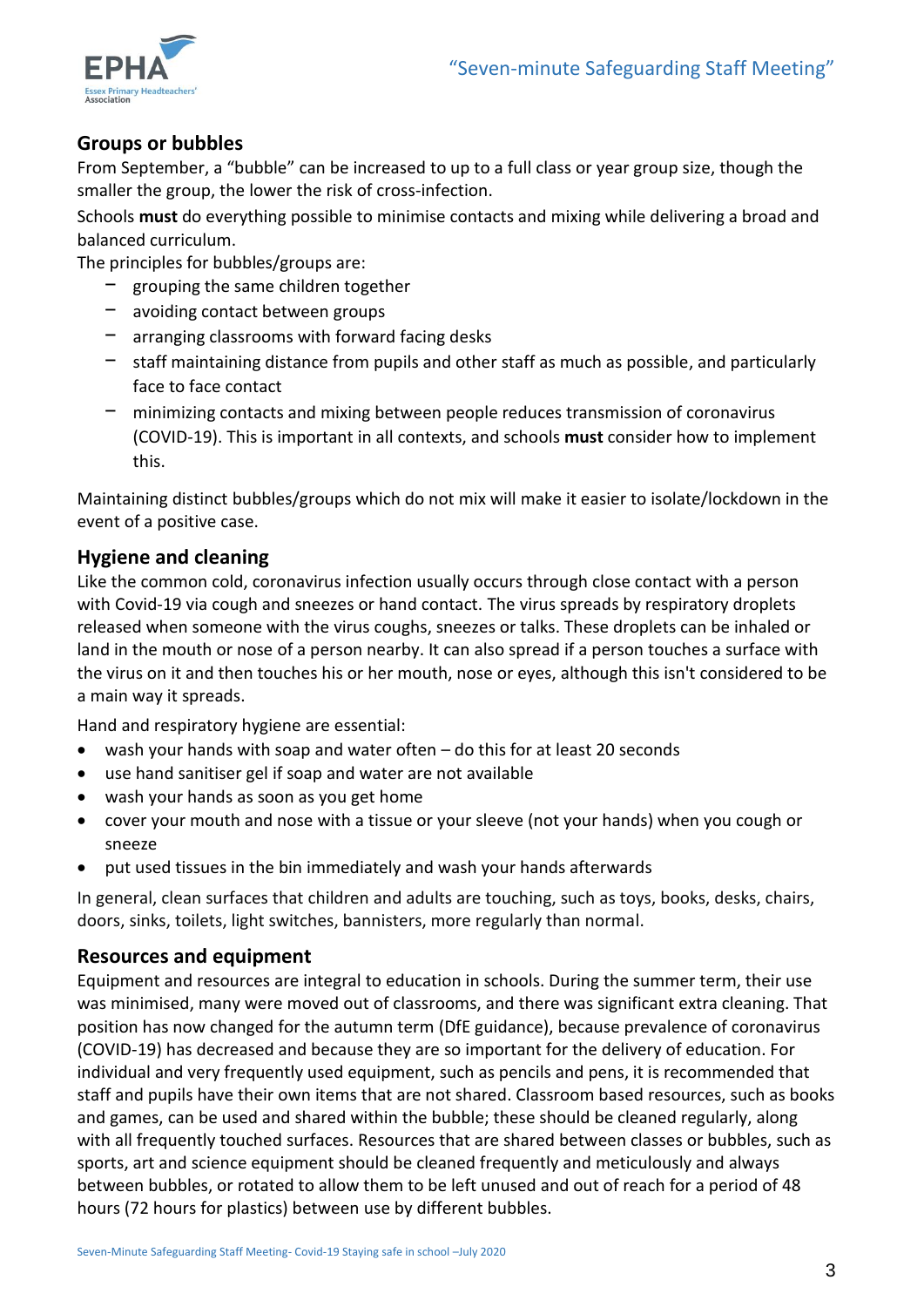## Groups or bubbles

From September, a "bubble" can be increased to up to a full class or year group size, though the smaller the group, the lower the risk of cross-infection.

Schools **must** do everything possible to minimise contacts and mixing while delivering a broad and balanced curriculum.

The principles for bubbles/groups are:

- grouping the same children together
- avoiding contact between groups
- arranging classrooms with forward facing desks
- staff maintaining distance from pupils and other staff as much as possible, and particularly face to face contact
- minimizing contacts and mixing between people reduces transmission of coronavirus (COVID-19). This is important in all contexts, and schools **must** consider how to implement this.

Maintaining distinct bubbles/groups which do not mix will make it easier to isolate/lockdown in the event of a positive case.

## Hygiene and cleaning

Like the common cold, coronavirus infection usually occurs through close contact with a person with Covid-19 via cough and sneezes or hand contact. The virus spreads by respiratory droplets released when someone with the virus coughs, sneezes or talks. These droplets can be inhaled or land in the mouth or nose of a person nearby. It can also spread if a person touches a surface with the virus on it and then touches his or her mouth, nose or eyes, although this isn't considered to be a main way it spreads.

Hand and respiratory hygiene are essential:

- wash your hands with soap and water often – do this for at least 20 seconds
- use hand sanitiser gel if soap and water are not available
- wash your hands as soon as you get home
- cover your mouth and nose with a tissue or your sleeve (not your hands) when you cough or sneeze
- put used tissues in the bin immediately and wash your hands afterwards

In general, clean surfaces that children and adults are touching, such as toys, books, desks, chairs, doors, sinks, toilets, light switches, bannisters, more regularly than normal.

## Resources and equipment

Equipment and resources are integral to education in schools. During the summer term, their use was minimised, many were moved out of classrooms, and there was significant extra cleaning. That position has now changed for the autumn term (DfE guidance), because prevalence of coronavirus (COVID-19) has decreased and because they are so important for the delivery of education. For individual and very frequently used equipment, such as pencils and pens, it is recommended that staff and pupils have their own items that are not shared. Classroom based resources, such as books and games, can be used and shared within the bubble; these should be cleaned regularly, along with all frequently touched surfaces. Resources that are shared between classes or bubbles, such as sports, art and science equipment should be cleaned frequently and meticulously and always between bubbles, or rotated to allow them to be left unused and out of reach for a period of 48 hours (72 hours for plastics) between use by different bubbles.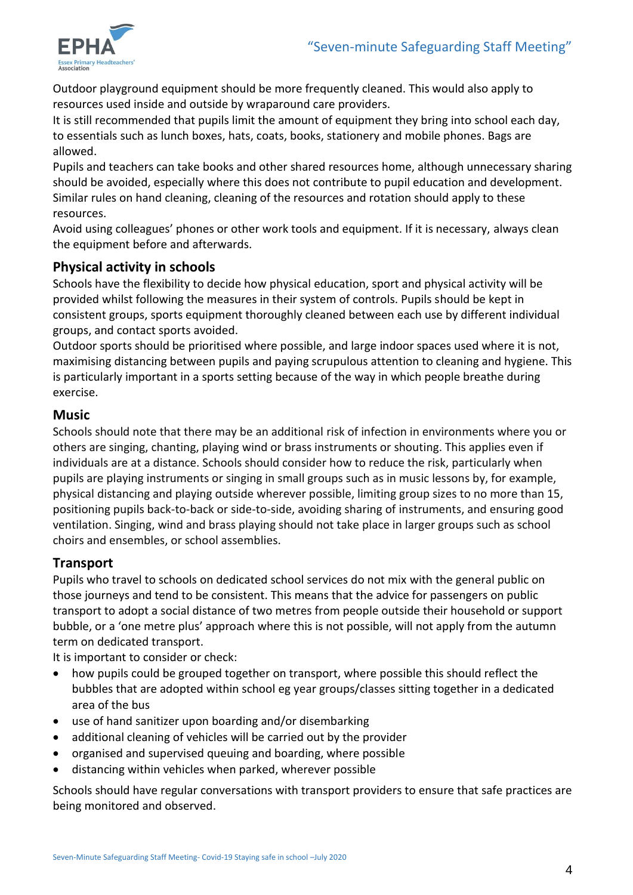Outdoor playground equipment should be more frequently cleaned. This would also apply to resources used inside and outside by wraparound care providers.

It is still recommended that pupils limit the amount of equipment they bring into school each day, to essentials such as lunch boxes, hats, coats, books, stationery and mobile phones. Bags are allowed.

Pupils and teachers can take books and other shared resources home, although unnecessary sharing should be avoided, especially where this does not contribute to pupil education and development. Similar rules on hand cleaning, cleaning of the resources and rotation should apply to these resources.

Avoid using colleagues' phones or other work tools and equipment. If it is necessary, always clean the equipment before and afterwards.

## Physical activity in schools

Schools have the flexibility to decide how physical education, sport and physical activity will be provided whilst following the measures in their system of controls. Pupils should be kept in consistent groups, sports equipment thoroughly cleaned between each use by different individual groups, and contact sports avoided.

Outdoor sports should be prioritised where possible, and large indoor spaces used where it is not, maximising distancing between pupils and paying scrupulous attention to cleaning and hygiene. This is particularly important in a sports setting because of the way in which people breathe during exercise.

## Music

Schools should note that there may be an additional risk of infection in environments where you or others are singing, chanting, playing wind or brass instruments or shouting. This applies even if individuals are at a distance. Schools should consider how to reduce the risk, particularly when pupils are playing instruments or singing in small groups such as in music lessons by, for example, physical distancing and playing outside wherever possible, limiting group sizes to no more than 15, positioning pupils back-to-back or side-to-side, avoiding sharing of instruments, and ensuring good ventilation. Singing, wind and brass playing should not take place in larger groups such as school choirs and ensembles, or school assemblies.

## Transport

Pupils who travel to schools on dedicated school services do not mix with the general public on those journeys and tend to be consistent. This means that the advice for passengers on public transport to adopt a social distance of two metres from people outside their household or support bubble, or a 'one metre plus' approach where this is not possible, will not apply from the autumn term on dedicated transport.

It is important to consider or check:

- how pupils could be grouped together on transport, where possible this should reflect the bubbles that are adopted within school eg year groups/classes sitting together in a dedicated area of the bus
- use of hand sanitizer upon boarding and/or disembarking
- additional cleaning of vehicles will be carried out by the provider
- organised and supervised queuing and boarding, where possible
- distancing within vehicles when parked, wherever possible

Schools should have regular conversations with transport providers to ensure that safe practices are being monitored and observed.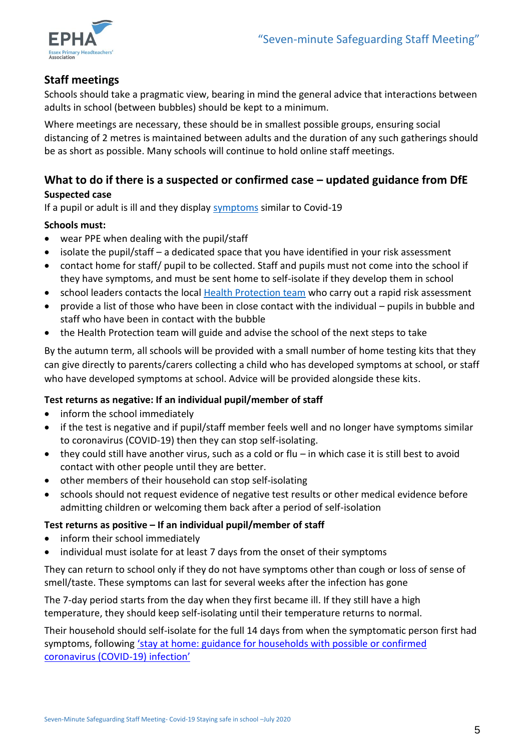## Staff meetings

Schools should take a pragmatic view, bearing in mind the general advice that interactions between adults in school (between bubbles) should be kept to a minimum.

Where meetings are necessary, these should be in smallest possible groups, ensuring social distancing of 2 metres is maintained between adults and the duration of any such gatherings should be as short as possible. Many schools will continue to hold online staff meetings.

## What to do if there is a suspected or confirmed case – updated guidance from DfE

**Suspected case**

If a pupil or adult is ill and they display symptoms similar to Covid-19

**Schools must:**

- wear PPE when dealing with the pupil/staff
- isolate the pupil/staff – a dedicated space that you have identified in your risk assessment
- contact home for staff/ pupil to be collected. Staff and pupils must not come into the school if they have symptoms, and must be sent home to self-isolate if they develop them in school
- school leaders contacts the local Health Protection team who carry out a rapid risk assessment
- provide a list of those who have been in close contact with the individual – pupils in bubble and staff who have been in contact with the bubble
- the Health Protection team will guide and advise the school of the next steps to take

By the autumn term, all schools will be provided with a small number of home testing kits that they can give directly to parents/carers collecting a child who has developed symptoms at school, or staff who have developed symptoms at school. Advice will be provided alongside these kits.

**Test returns as negative: If an individual pupil/member of staff**

- inform the school immediately
- if the test is negative and if pupil/staff member feels well and no longer have symptoms similar to coronavirus (COVID-19) then they can stop self-isolating.
- they could still have another virus, such as a cold or flu – in which case it is still best to avoid contact with other people until they are better.
- other members of their household can stop self-isolating
- schools should not request evidence of negative test results or other medical evidence before admitting children or welcoming them back after a period of self-isolation

**Test returns as positive – If an individual pupil/member of staff**

- inform their school immediately
- individual must isolate for at least 7 days from the onset of their symptoms

They can return to school only if they do not have symptoms other than cough or loss of sense of smell/taste. These symptoms can last for several weeks after the infection has gone

The 7-day period starts from the day when they first became ill. If they still have a high temperature, they should keep self-isolating until their temperature returns to normal.

Their household should self-isolate for the full 14 days from when the symptomatic person first had symptoms, following 'stay at home: guidance for households with possible or confirmed coronavirus (COVID-19) infection'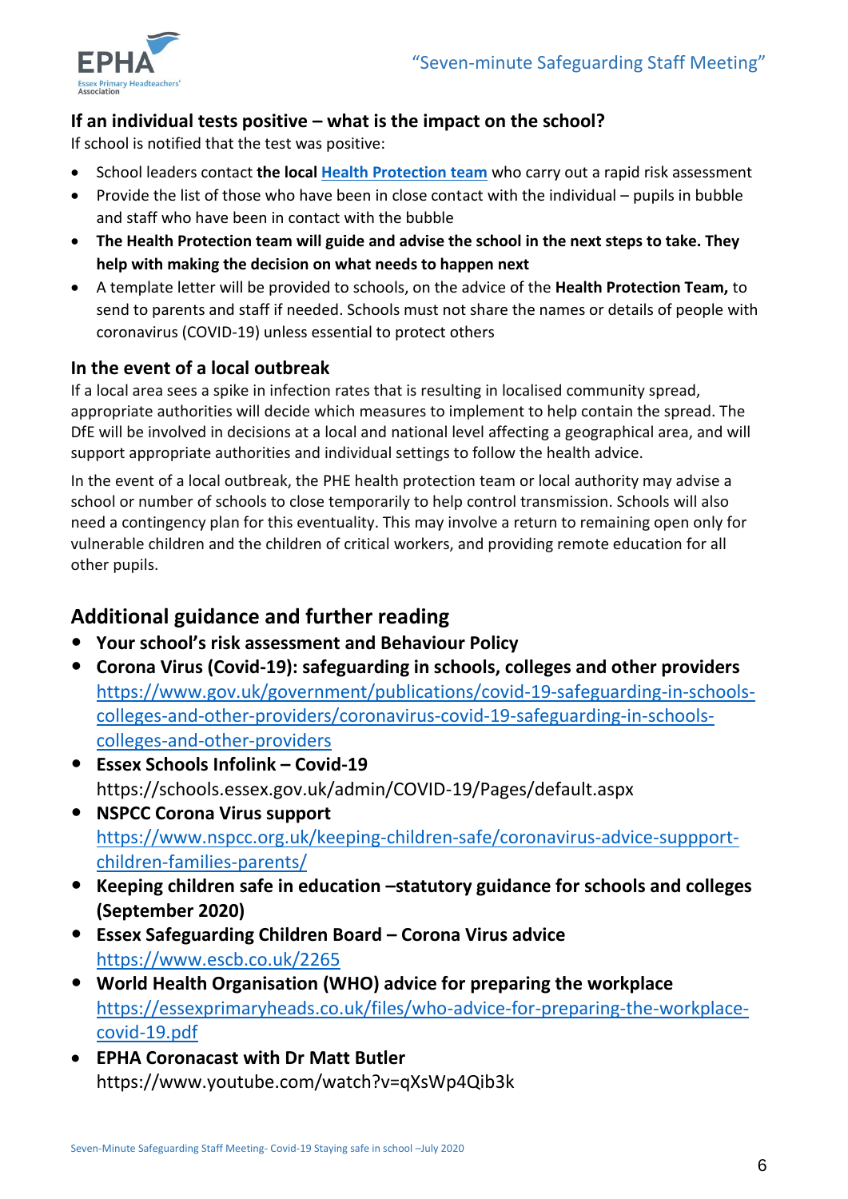### If an individual tests positive – what is the impact on the school?

If school is notified that the test was positive:

- School leaders contact **the local** [**Health Protection team**]() who carry out a rapid risk assessment
- Provide the list of those who have been in close contact with the individual – pupils in bubble and staff who have been in contact with the bubble
- **The Health Protection team will guide and advise the school in the next steps to take. They help with making the decision on what needs to happen next**
- A template letter will be provided to schools, on the advice of the **Health Protection Team,** to send to parents and staff if needed. Schools must not share the names or details of people with coronavirus (COVID-19) unless essential to protect others

### In the event of a local outbreak

If a local area sees a spike in infection rates that is resulting in localised community spread, appropriate authorities will decide which measures to implement to help contain the spread. The DfE will be involved in decisions at a local and national level affecting a geographical area, and will support appropriate authorities and individual settings to follow the health advice.

In the event of a local outbreak, the PHE health protection team or local authority may advise a school or number of schools to close temporarily to help control transmission. Schools will also need a contingency plan for this eventuality. This may involve a return to remaining open only for vulnerable children and the children of critical workers, and providing remote education for all other pupils.

## Additional guidance and further reading

- **Your school's risk assessment and Behaviour Policy**
- **Corona Virus (Covid-19): safeguarding in schools, colleges and other providers**
  https://www.gov.uk/government/publications/covid-19-safeguarding-in-schools-colleges-and-other-providers/coronavirus-covid-19-safeguarding-in-schools-colleges-and-other-providers
- **Essex Schools Infolink – Covid-19**
  https://schools.essex.gov.uk/admin/COVID-19/Pages/default.aspx
- **NSPCC Corona Virus support**
  https://www.nspcc.org.uk/keeping-children-safe/coronavirus-advice-suppport-children-families-parents/
- **Keeping children safe in education –statutory guidance for schools and colleges (September 2020)**
- **Essex Safeguarding Children Board – Corona Virus advice**
  https://www.escb.co.uk/2265
- **World Health Organisation (WHO) advice for preparing the workplace**
  https://essexprimaryheads.co.uk/files/who-advice-for-preparing-the-workplace-covid-19.pdf
- **EPHA Coronacast with Dr Matt Butler**
  https://www.youtube.com/watch?v=qXsWp4Qib3k